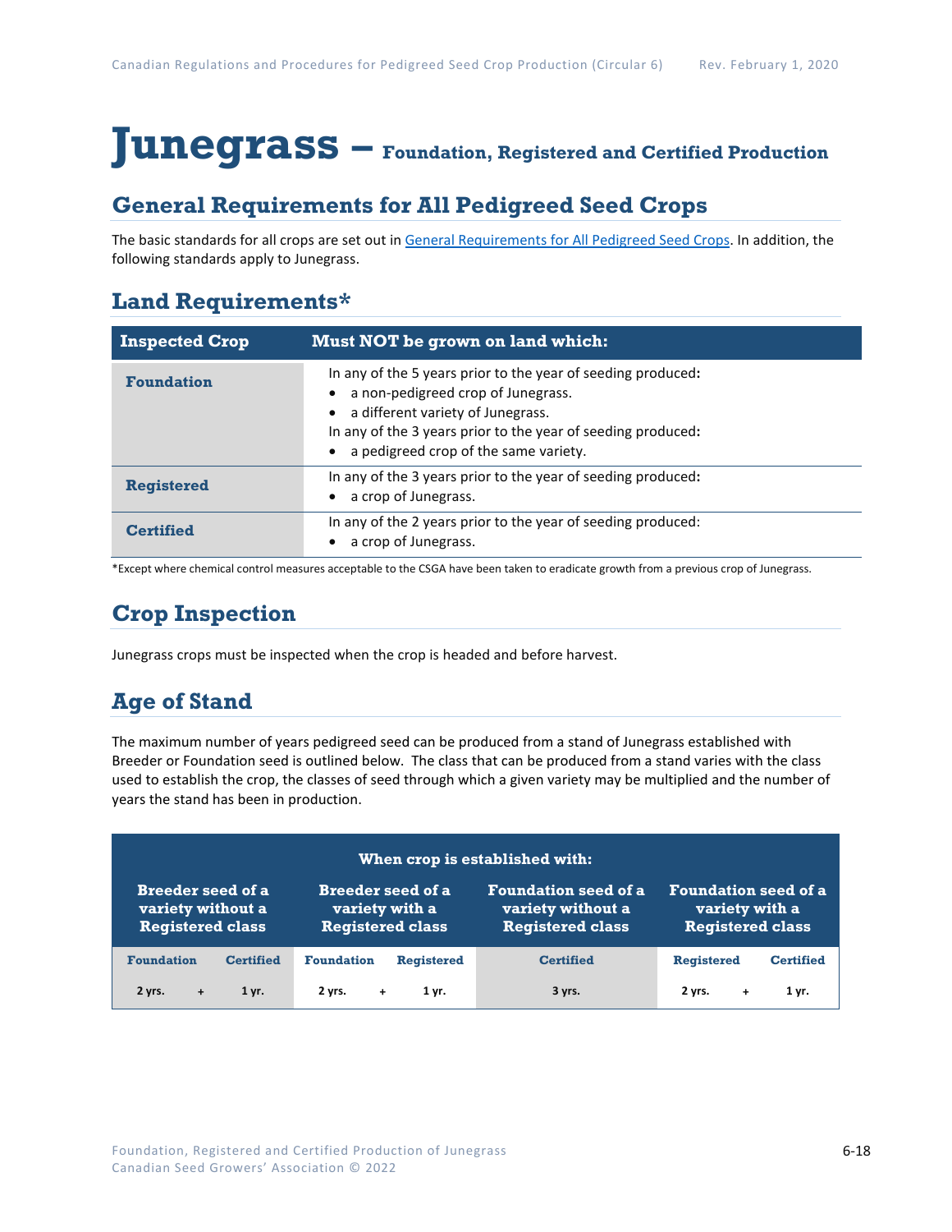# Junegrass – Foundation, Registered and Certified Production

## General Requirements for All Pedigreed Seed Crops

The basic standards for all crops are set out in General Requirements for All Pedigreed Seed Crops. In addition, the following standards apply to Junegrass.

## Land Requirements*

| Inspected Crop | Must NOT be grown on land which: |
|---|---|
| **Foundation** | In any of the 5 years prior to the year of seeding produced:<br>• a non-pedigreed crop of Junegrass.<br>• a different variety of Junegrass.<br>In any of the 3 years prior to the year of seeding produced:<br>• a pedigreed crop of the same variety. |
| **Registered** | In any of the 3 years prior to the year of seeding produced:<br>• a crop of Junegrass. |
| **Certified** | In any of the 2 years prior to the year of seeding produced:<br>• a crop of Junegrass. |

*Except where chemical control measures acceptable to the CSGA have been taken to eradicate growth from a previous crop of Junegrass.

## Crop Inspection

Junegrass crops must be inspected when the crop is headed and before harvest.

## Age of Stand

The maximum number of years pedigreed seed can be produced from a stand of Junegrass established with Breeder or Foundation seed is outlined below. The class that can be produced from a stand varies with the class used to establish the crop, the classes of seed through which a given variety may be multiplied and the number of years the stand has been in production.

| When crop is established with: | | | | | | |
|---|---|---|---|---|---|---|
| **Breeder seed of a variety without a Registered class** | | **Breeder seed of a variety with a Registered class** | | **Foundation seed of a variety without a Registered class** | **Foundation seed of a variety with a Registered class** | |
| **Foundation** | **Certified** | **Foundation** | **Registered** | **Certified** | **Registered** | **Certified** |
| 2 yrs. + | 1 yr. | 2 yrs. + | 1 yr. | 3 yrs. | 2 yrs. + | 1 yr. |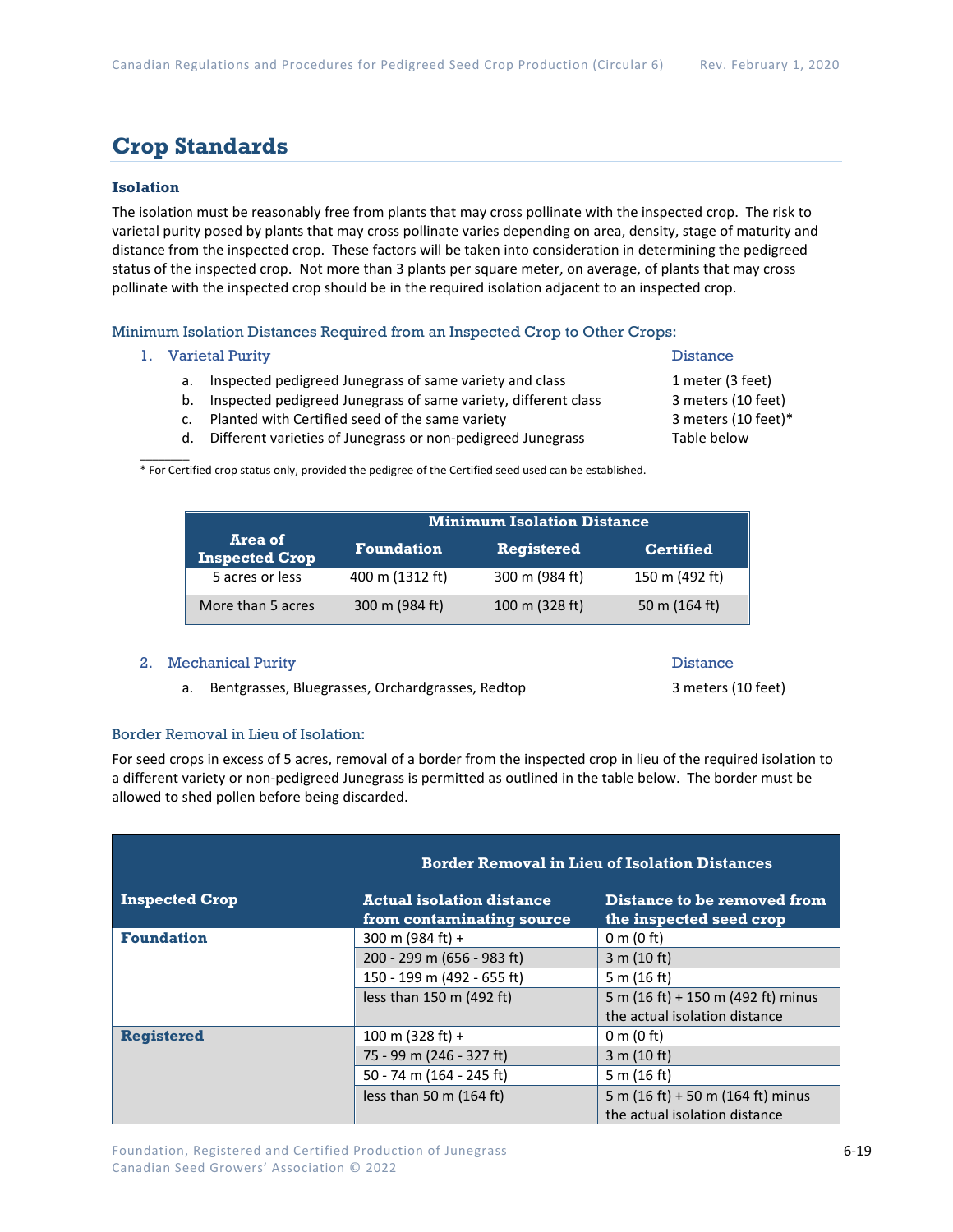# Crop Standards

### Isolation

The isolation must be reasonably free from plants that may cross pollinate with the inspected crop. The risk to varietal purity posed by plants that may cross pollinate varies depending on area, density, stage of maturity and distance from the inspected crop. These factors will be taken into consideration in determining the pedigreed status of the inspected crop. Not more than 3 plants per square meter, on average, of plants that may cross pollinate with the inspected crop should be in the required isolation adjacent to an inspected crop.

#### Minimum Isolation Distances Required from an Inspected Crop to Other Crops:

1. Varietal Purity

| | Distance |
|---|---|
| a. Inspected pedigreed Junegrass of same variety and class | 1 meter (3 feet) |
| b. Inspected pedigreed Junegrass of same variety, different class | 3 meters (10 feet) |
| c. Planted with Certified seed of the same variety | 3 meters (10 feet)* |
| d. Different varieties of Junegrass or non-pedigreed Junegrass | Table below |

\* For Certified crop status only, provided the pedigree of the Certified seed used can be established.

| Area of Inspected Crop | Minimum Isolation Distance | | |
|---|---|---|---|
| | Foundation | Registered | Certified |
| 5 acres or less | 400 m (1312 ft) | 300 m (984 ft) | 150 m (492 ft) |
| More than 5 acres | 300 m (984 ft) | 100 m (328 ft) | 50 m (164 ft) |

2. Mechanical Purity

| | Distance |
|---|---|
| a. Bentgrasses, Bluegrasses, Orchardgrasses, Redtop | 3 meters (10 feet) |

#### Border Removal in Lieu of Isolation:

For seed crops in excess of 5 acres, removal of a border from the inspected crop in lieu of the required isolation to a different variety or non-pedigreed Junegrass is permitted as outlined in the table below. The border must be allowed to shed pollen before being discarded.

| Inspected Crop | Border Removal in Lieu of Isolation Distances | |
|---|---|---|
| | Actual isolation distance from contaminating source | Distance to be removed from the inspected seed crop |
| **Foundation** | 300 m (984 ft) + | 0 m (0 ft) |
| | 200 - 299 m (656 - 983 ft) | 3 m (10 ft) |
| | 150 - 199 m (492 - 655 ft) | 5 m (16 ft) |
| | less than 150 m (492 ft) | 5 m (16 ft) + 150 m (492 ft) minus the actual isolation distance |
| **Registered** | 100 m (328 ft) + | 0 m (0 ft) |
| | 75 - 99 m (246 - 327 ft) | 3 m (10 ft) |
| | 50 - 74 m (164 - 245 ft) | 5 m (16 ft) |
| | less than 50 m (164 ft) | 5 m (16 ft) + 50 m (164 ft) minus the actual isolation distance |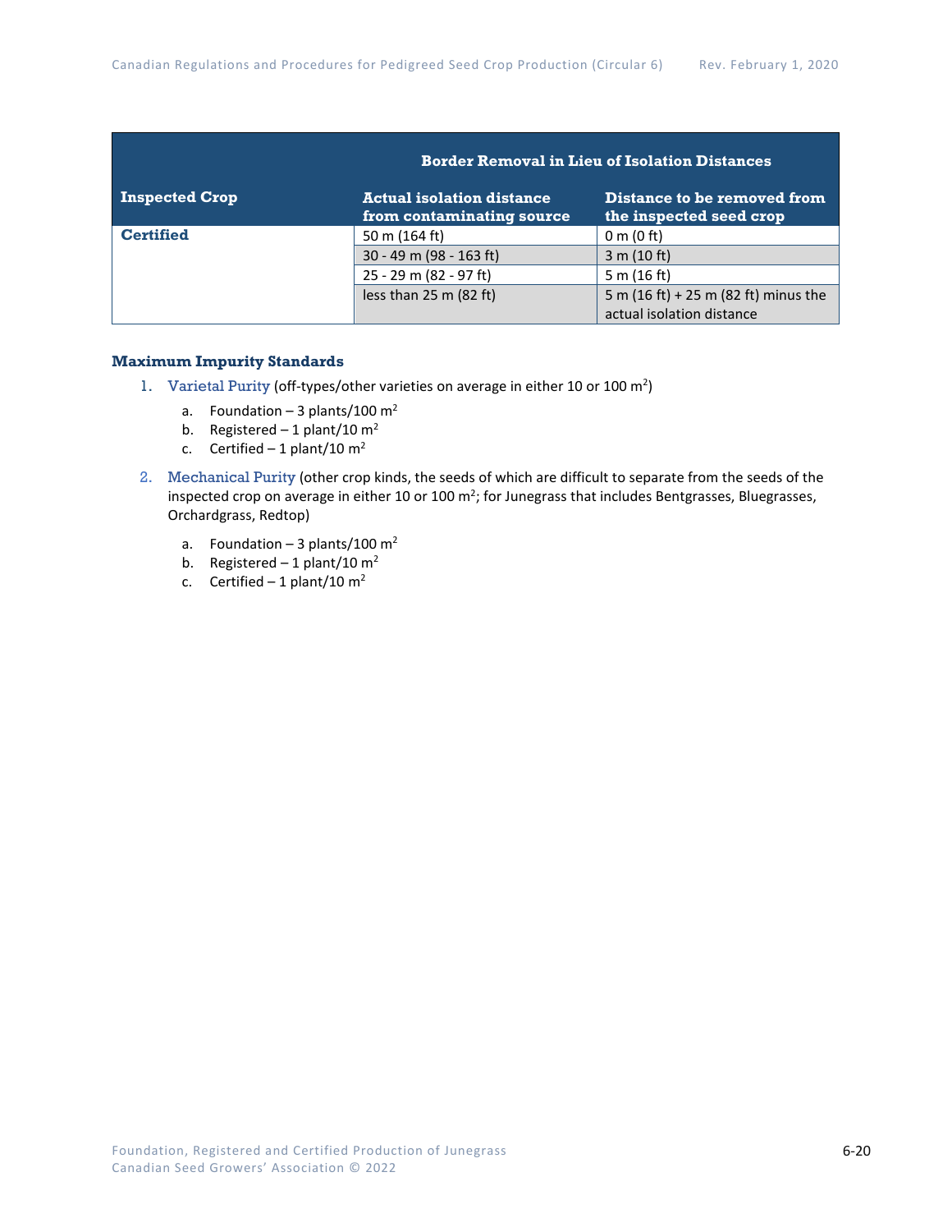| Inspected Crop | Border Removal in Lieu of Isolation Distances | |
|---|---|---|
| | **Actual isolation distance from contaminating source** | **Distance to be removed from the inspected seed crop** |
| **Certified** | 50 m (164 ft) | 0 m (0 ft) |
| | 30 - 49 m (98 - 163 ft) | 3 m (10 ft) |
| | 25 - 29 m (82 - 97 ft) | 5 m (16 ft) |
| | less than 25 m (82 ft) | 5 m (16 ft) + 25 m (82 ft) minus the actual isolation distance |

### Maximum Impurity Standards

1. Varietal Purity (off-types/other varieties on average in either 10 or 100 $m^2$)
   a. Foundation – 3 plants/100 $m^2$
   b. Registered – 1 plant/10 $m^2$
   c. Certified – 1 plant/10 $m^2$

2. Mechanical Purity (other crop kinds, the seeds of which are difficult to separate from the seeds of the inspected crop on average in either 10 or 100 $m^2$; for Junegrass that includes Bentgrasses, Bluegrasses, Orchardgrass, Redtop)
   a. Foundation – 3 plants/100 $m^2$
   b. Registered – 1 plant/10 $m^2$
   c. Certified – 1 plant/10 $m^2$